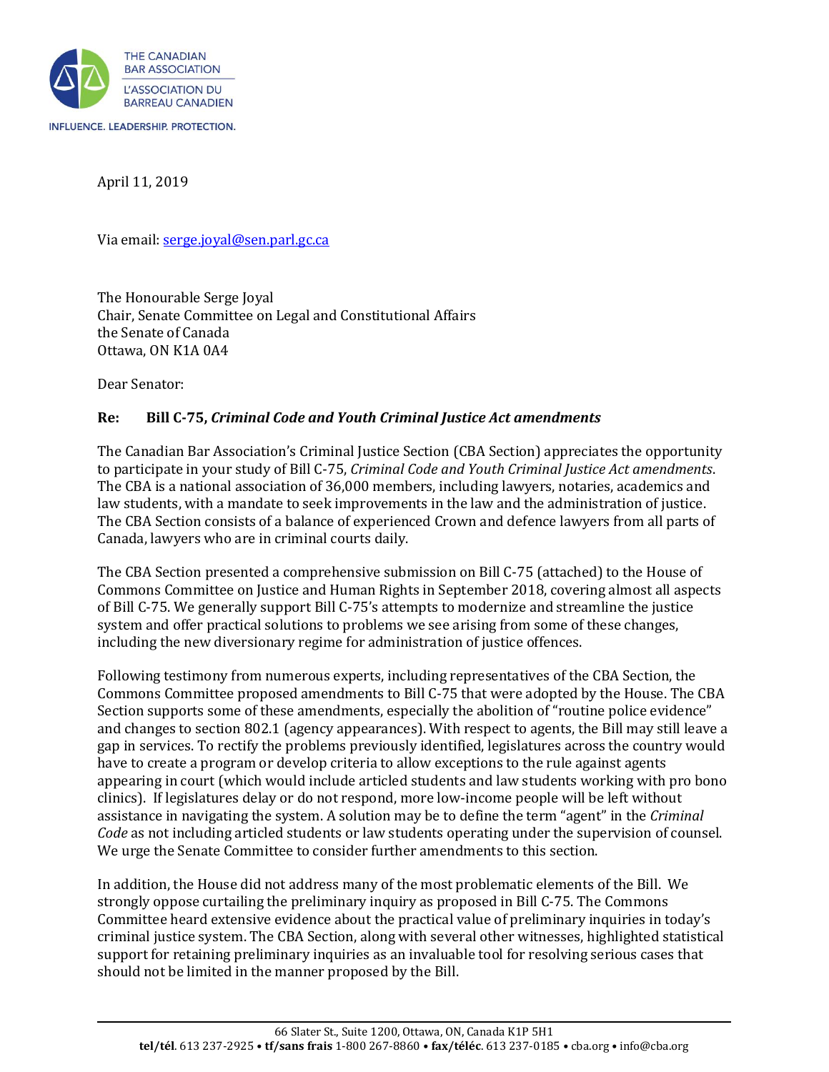THE CANADIAN BAR ASSOCIATION
L'ASSOCIATION DU BARREAU CANADIEN
INFLUENCE. LEADERSHIP. PROTECTION.

April 11, 2019

Via email: serge.joyal@sen.parl.gc.ca

The Honourable Serge Joyal
Chair, Senate Committee on Legal and Constitutional Affairs
the Senate of Canada
Ottawa, ON K1A 0A4

Dear Senator:

**Re: Bill C-75, *Criminal Code and Youth Criminal Justice Act amendments***

The Canadian Bar Association's Criminal Justice Section (CBA Section) appreciates the opportunity to participate in your study of Bill C-75, *Criminal Code and Youth Criminal Justice Act amendments*. The CBA is a national association of 36,000 members, including lawyers, notaries, academics and law students, with a mandate to seek improvements in the law and the administration of justice. The CBA Section consists of a balance of experienced Crown and defence lawyers from all parts of Canada, lawyers who are in criminal courts daily.

The CBA Section presented a comprehensive submission on Bill C-75 (attached) to the House of Commons Committee on Justice and Human Rights in September 2018, covering almost all aspects of Bill C-75. We generally support Bill C-75's attempts to modernize and streamline the justice system and offer practical solutions to problems we see arising from some of these changes, including the new diversionary regime for administration of justice offences.

Following testimony from numerous experts, including representatives of the CBA Section, the Commons Committee proposed amendments to Bill C-75 that were adopted by the House. The CBA Section supports some of these amendments, especially the abolition of "routine police evidence" and changes to section 802.1 (agency appearances). With respect to agents, the Bill may still leave a gap in services. To rectify the problems previously identified, legislatures across the country would have to create a program or develop criteria to allow exceptions to the rule against agents appearing in court (which would include articled students and law students working with pro bono clinics). If legislatures delay or do not respond, more low-income people will be left without assistance in navigating the system. A solution may be to define the term "agent" in the *Criminal Code* as not including articled students or law students operating under the supervision of counsel. We urge the Senate Committee to consider further amendments to this section.

In addition, the House did not address many of the most problematic elements of the Bill. We strongly oppose curtailing the preliminary inquiry as proposed in Bill C-75. The Commons Committee heard extensive evidence about the practical value of preliminary inquiries in today's criminal justice system. The CBA Section, along with several other witnesses, highlighted statistical support for retaining preliminary inquiries as an invaluable tool for resolving serious cases that should not be limited in the manner proposed by the Bill.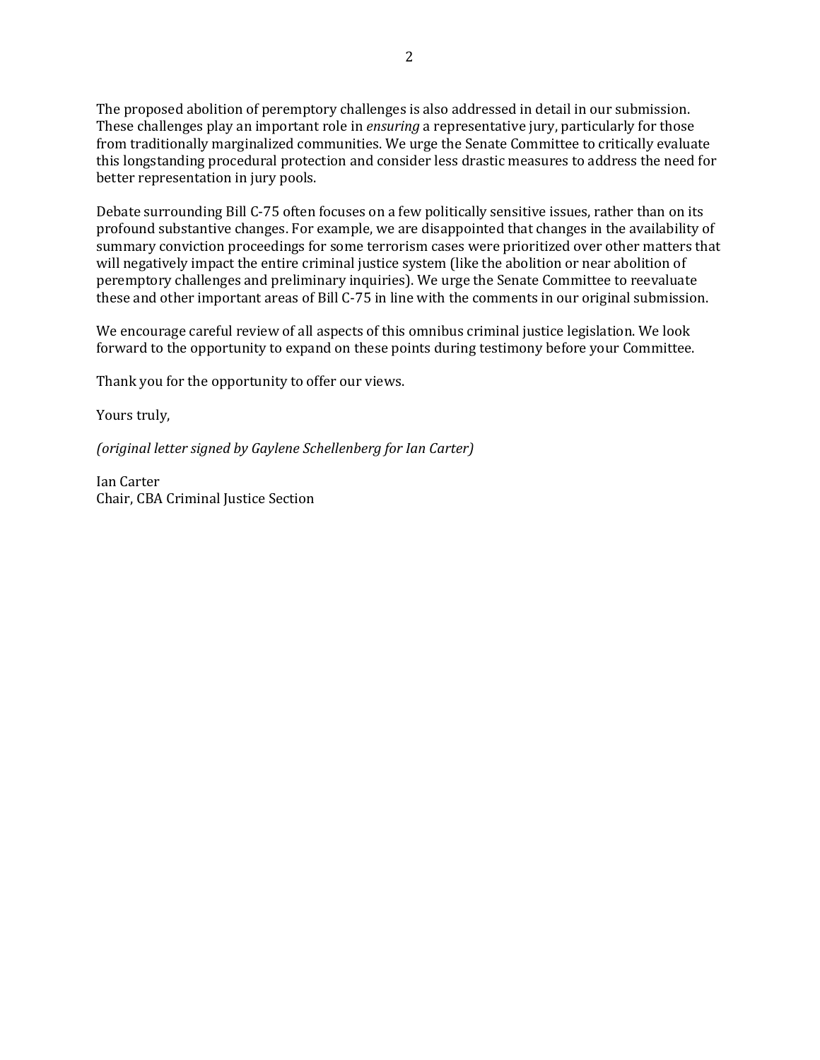The proposed abolition of peremptory challenges is also addressed in detail in our submission. These challenges play an important role in *ensuring* a representative jury, particularly for those from traditionally marginalized communities. We urge the Senate Committee to critically evaluate this longstanding procedural protection and consider less drastic measures to address the need for better representation in jury pools.

Debate surrounding Bill C-75 often focuses on a few politically sensitive issues, rather than on its profound substantive changes. For example, we are disappointed that changes in the availability of summary conviction proceedings for some terrorism cases were prioritized over other matters that will negatively impact the entire criminal justice system (like the abolition or near abolition of peremptory challenges and preliminary inquiries). We urge the Senate Committee to reevaluate these and other important areas of Bill C-75 in line with the comments in our original submission.

We encourage careful review of all aspects of this omnibus criminal justice legislation. We look forward to the opportunity to expand on these points during testimony before your Committee.

Thank you for the opportunity to offer our views.

Yours truly,

*(original letter signed by Gaylene Schellenberg for Ian Carter)*

Ian Carter
Chair, CBA Criminal Justice Section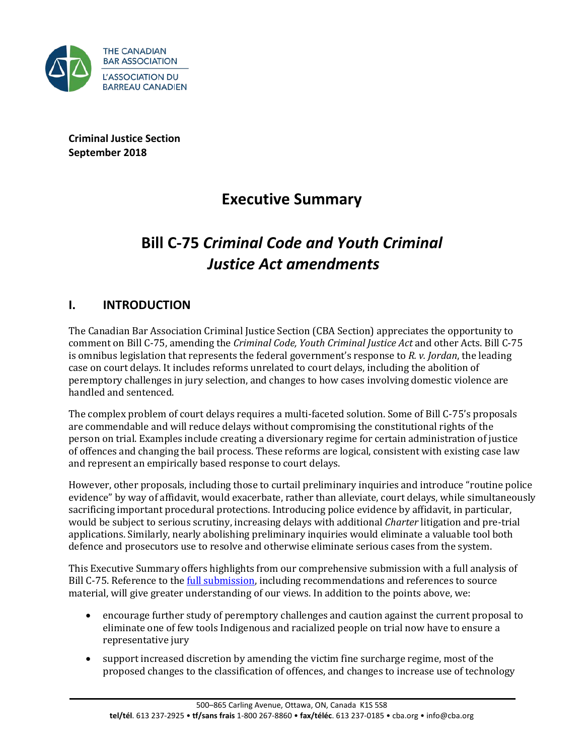THE CANADIAN BAR ASSOCIATION
L'ASSOCIATION DU BARREAU CANADIEN

**Criminal Justice Section**
**September 2018**

# Executive Summary

# Bill C-75 *Criminal Code and Youth Criminal Justice Act amendments*

## I. INTRODUCTION

The Canadian Bar Association Criminal Justice Section (CBA Section) appreciates the opportunity to comment on Bill C-75, amending the *Criminal Code, Youth Criminal Justice Act* and other Acts. Bill C-75 is omnibus legislation that represents the federal government's response to *R. v. Jordan*, the leading case on court delays. It includes reforms unrelated to court delays, including the abolition of peremptory challenges in jury selection, and changes to how cases involving domestic violence are handled and sentenced.

The complex problem of court delays requires a multi-faceted solution. Some of Bill C-75's proposals are commendable and will reduce delays without compromising the constitutional rights of the person on trial. Examples include creating a diversionary regime for certain administration of justice of offences and changing the bail process. These reforms are logical, consistent with existing case law and represent an empirically based response to court delays.

However, other proposals, including those to curtail preliminary inquiries and introduce "routine police evidence" by way of affidavit, would exacerbate, rather than alleviate, court delays, while simultaneously sacrificing important procedural protections. Introducing police evidence by affidavit, in particular, would be subject to serious scrutiny, increasing delays with additional *Charter* litigation and pre-trial applications. Similarly, nearly abolishing preliminary inquiries would eliminate a valuable tool both defence and prosecutors use to resolve and otherwise eliminate serious cases from the system.

This Executive Summary offers highlights from our comprehensive submission with a full analysis of Bill C-75. Reference to the full submission, including recommendations and references to source material, will give greater understanding of our views. In addition to the points above, we:

- encourage further study of peremptory challenges and caution against the current proposal to eliminate one of few tools Indigenous and racialized people on trial now have to ensure a representative jury
- support increased discretion by amending the victim fine surcharge regime, most of the proposed changes to the classification of offences, and changes to increase use of technology

500–865 Carling Avenue, Ottawa, ON, Canada K1S 5S8
**tel/tél**. 613 237-2925 • **tf/sans frais** 1-800 267-8860 • **fax/téléc**. 613 237-0185 • cba.org • info@cba.org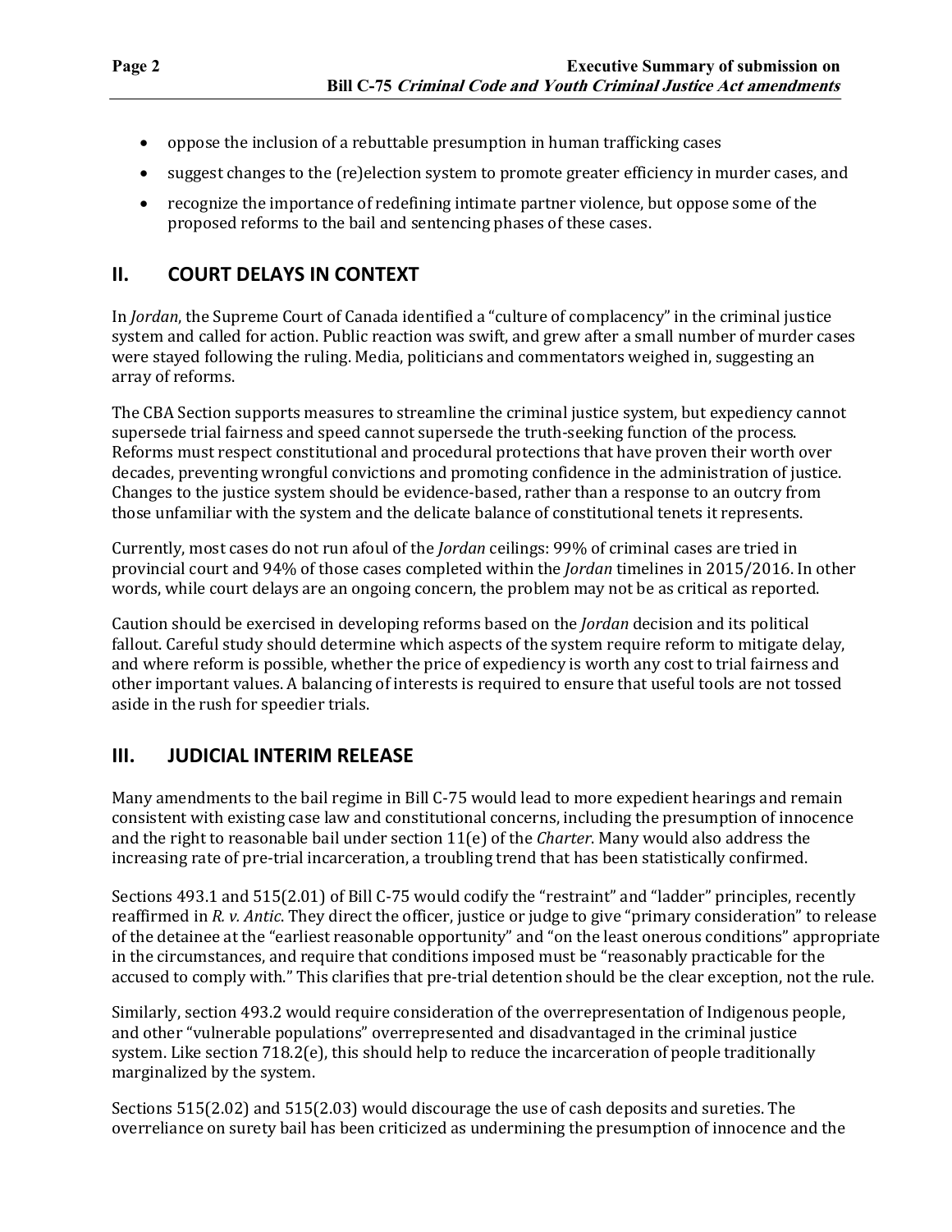- oppose the inclusion of a rebuttable presumption in human trafficking cases
- suggest changes to the (re)election system to promote greater efficiency in murder cases, and
- recognize the importance of redefining intimate partner violence, but oppose some of the proposed reforms to the bail and sentencing phases of these cases.

## II. COURT DELAYS IN CONTEXT

In *Jordan*, the Supreme Court of Canada identified a "culture of complacency" in the criminal justice system and called for action. Public reaction was swift, and grew after a small number of murder cases were stayed following the ruling. Media, politicians and commentators weighed in, suggesting an array of reforms.

The CBA Section supports measures to streamline the criminal justice system, but expediency cannot supersede trial fairness and speed cannot supersede the truth-seeking function of the process. Reforms must respect constitutional and procedural protections that have proven their worth over decades, preventing wrongful convictions and promoting confidence in the administration of justice. Changes to the justice system should be evidence-based, rather than a response to an outcry from those unfamiliar with the system and the delicate balance of constitutional tenets it represents.

Currently, most cases do not run afoul of the *Jordan* ceilings: 99% of criminal cases are tried in provincial court and 94% of those cases completed within the *Jordan* timelines in 2015/2016. In other words, while court delays are an ongoing concern, the problem may not be as critical as reported.

Caution should be exercised in developing reforms based on the *Jordan* decision and its political fallout. Careful study should determine which aspects of the system require reform to mitigate delay, and where reform is possible, whether the price of expediency is worth any cost to trial fairness and other important values. A balancing of interests is required to ensure that useful tools are not tossed aside in the rush for speedier trials.

## III. JUDICIAL INTERIM RELEASE

Many amendments to the bail regime in Bill C-75 would lead to more expedient hearings and remain consistent with existing case law and constitutional concerns, including the presumption of innocence and the right to reasonable bail under section 11(e) of the *Charter*. Many would also address the increasing rate of pre-trial incarceration, a troubling trend that has been statistically confirmed.

Sections 493.1 and 515(2.01) of Bill C-75 would codify the "restraint" and "ladder" principles, recently reaffirmed in *R. v. Antic*. They direct the officer, justice or judge to give "primary consideration" to release of the detainee at the "earliest reasonable opportunity" and "on the least onerous conditions" appropriate in the circumstances, and require that conditions imposed must be "reasonably practicable for the accused to comply with." This clarifies that pre-trial detention should be the clear exception, not the rule.

Similarly, section 493.2 would require consideration of the overrepresentation of Indigenous people, and other "vulnerable populations" overrepresented and disadvantaged in the criminal justice system. Like section 718.2(e), this should help to reduce the incarceration of people traditionally marginalized by the system.

Sections 515(2.02) and 515(2.03) would discourage the use of cash deposits and sureties. The overreliance on surety bail has been criticized as undermining the presumption of innocence and the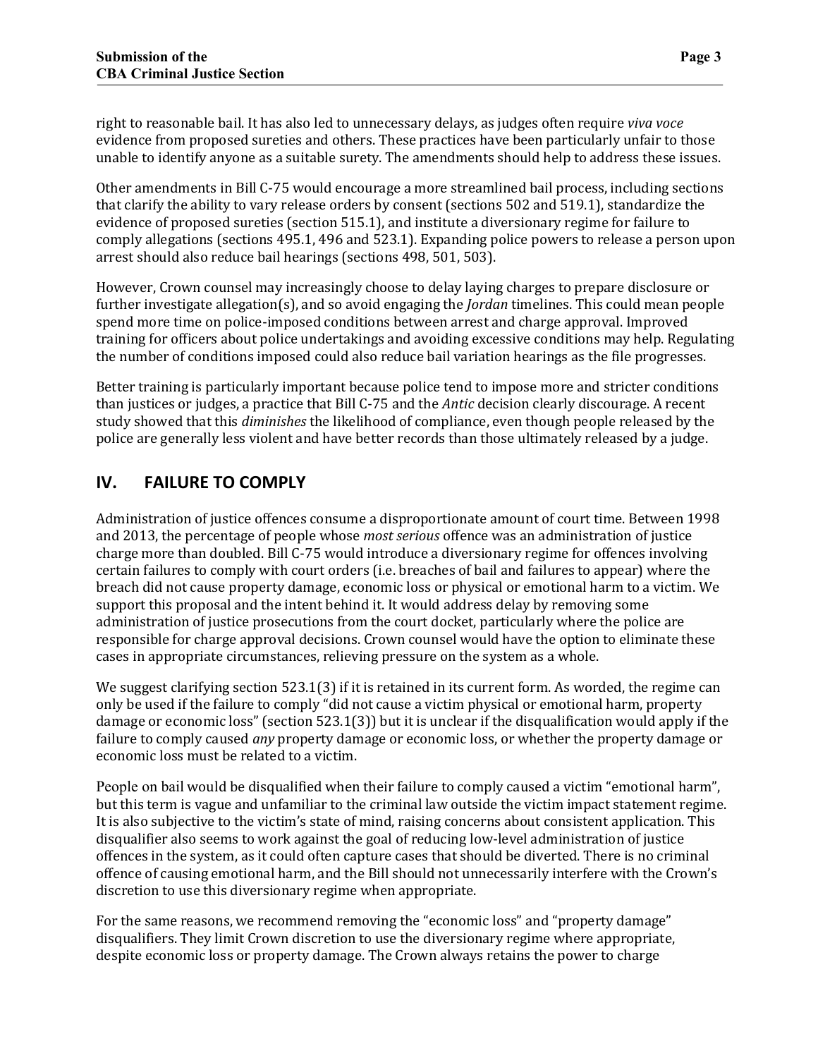right to reasonable bail. It has also led to unnecessary delays, as judges often require *viva voce* evidence from proposed sureties and others. These practices have been particularly unfair to those unable to identify anyone as a suitable surety. The amendments should help to address these issues.

Other amendments in Bill C-75 would encourage a more streamlined bail process, including sections that clarify the ability to vary release orders by consent (sections 502 and 519.1), standardize the evidence of proposed sureties (section 515.1), and institute a diversionary regime for failure to comply allegations (sections 495.1, 496 and 523.1). Expanding police powers to release a person upon arrest should also reduce bail hearings (sections 498, 501, 503).

However, Crown counsel may increasingly choose to delay laying charges to prepare disclosure or further investigate allegation(s), and so avoid engaging the *Jordan* timelines. This could mean people spend more time on police-imposed conditions between arrest and charge approval. Improved training for officers about police undertakings and avoiding excessive conditions may help. Regulating the number of conditions imposed could also reduce bail variation hearings as the file progresses.

Better training is particularly important because police tend to impose more and stricter conditions than justices or judges, a practice that Bill C-75 and the *Antic* decision clearly discourage. A recent study showed that this *diminishes* the likelihood of compliance, even though people released by the police are generally less violent and have better records than those ultimately released by a judge.

## IV. FAILURE TO COMPLY

Administration of justice offences consume a disproportionate amount of court time. Between 1998 and 2013, the percentage of people whose *most serious* offence was an administration of justice charge more than doubled. Bill C-75 would introduce a diversionary regime for offences involving certain failures to comply with court orders (i.e. breaches of bail and failures to appear) where the breach did not cause property damage, economic loss or physical or emotional harm to a victim. We support this proposal and the intent behind it. It would address delay by removing some administration of justice prosecutions from the court docket, particularly where the police are responsible for charge approval decisions. Crown counsel would have the option to eliminate these cases in appropriate circumstances, relieving pressure on the system as a whole.

We suggest clarifying section 523.1(3) if it is retained in its current form. As worded, the regime can only be used if the failure to comply "did not cause a victim physical or emotional harm, property damage or economic loss" (section 523.1(3)) but it is unclear if the disqualification would apply if the failure to comply caused *any* property damage or economic loss, or whether the property damage or economic loss must be related to a victim.

People on bail would be disqualified when their failure to comply caused a victim "emotional harm", but this term is vague and unfamiliar to the criminal law outside the victim impact statement regime. It is also subjective to the victim's state of mind, raising concerns about consistent application. This disqualifier also seems to work against the goal of reducing low-level administration of justice offences in the system, as it could often capture cases that should be diverted. There is no criminal offence of causing emotional harm, and the Bill should not unnecessarily interfere with the Crown's discretion to use this diversionary regime when appropriate.

For the same reasons, we recommend removing the "economic loss" and "property damage" disqualifiers. They limit Crown discretion to use the diversionary regime where appropriate, despite economic loss or property damage. The Crown always retains the power to charge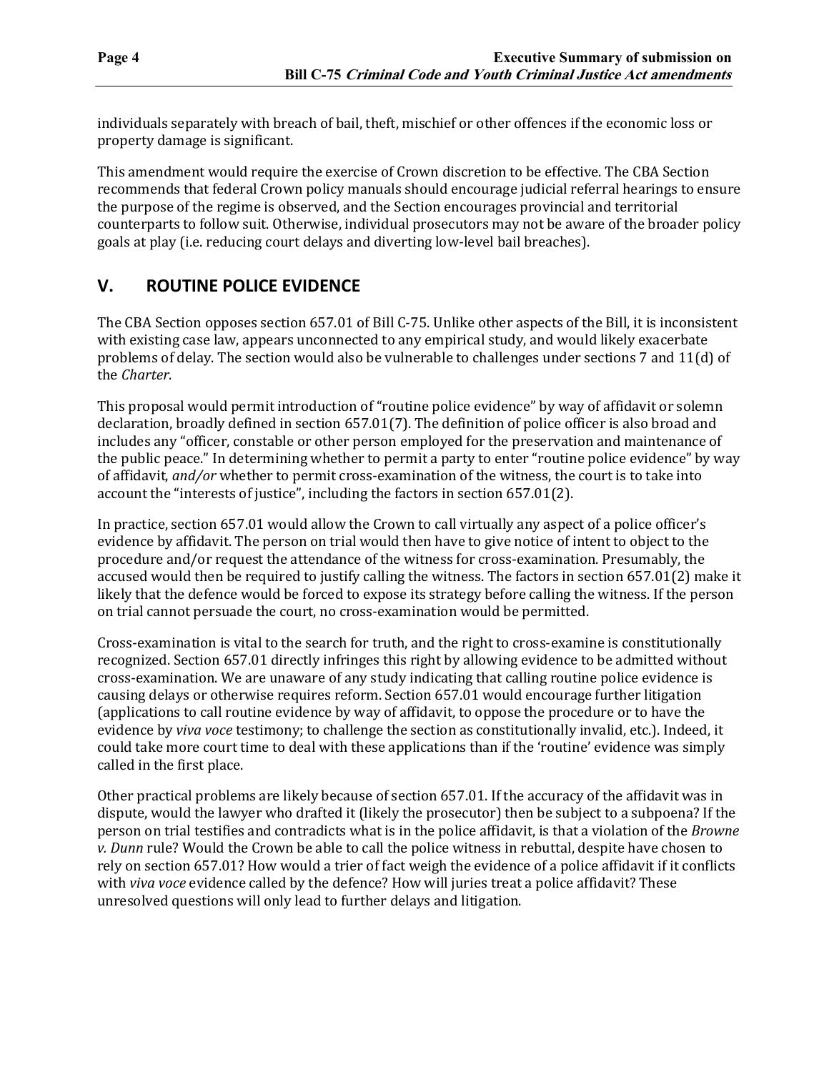individuals separately with breach of bail, theft, mischief or other offences if the economic loss or property damage is significant.

This amendment would require the exercise of Crown discretion to be effective. The CBA Section recommends that federal Crown policy manuals should encourage judicial referral hearings to ensure the purpose of the regime is observed, and the Section encourages provincial and territorial counterparts to follow suit. Otherwise, individual prosecutors may not be aware of the broader policy goals at play (i.e. reducing court delays and diverting low-level bail breaches).

## V. ROUTINE POLICE EVIDENCE

The CBA Section opposes section 657.01 of Bill C-75. Unlike other aspects of the Bill, it is inconsistent with existing case law, appears unconnected to any empirical study, and would likely exacerbate problems of delay. The section would also be vulnerable to challenges under sections 7 and 11(d) of the *Charter*.

This proposal would permit introduction of "routine police evidence" by way of affidavit or solemn declaration, broadly defined in section 657.01(7). The definition of police officer is also broad and includes any "officer, constable or other person employed for the preservation and maintenance of the public peace." In determining whether to permit a party to enter "routine police evidence" by way of affidavit, *and/or* whether to permit cross-examination of the witness, the court is to take into account the "interests of justice", including the factors in section 657.01(2).

In practice, section 657.01 would allow the Crown to call virtually any aspect of a police officer's evidence by affidavit. The person on trial would then have to give notice of intent to object to the procedure and/or request the attendance of the witness for cross-examination. Presumably, the accused would then be required to justify calling the witness. The factors in section 657.01(2) make it likely that the defence would be forced to expose its strategy before calling the witness. If the person on trial cannot persuade the court, no cross-examination would be permitted.

Cross-examination is vital to the search for truth, and the right to cross-examine is constitutionally recognized. Section 657.01 directly infringes this right by allowing evidence to be admitted without cross-examination. We are unaware of any study indicating that calling routine police evidence is causing delays or otherwise requires reform. Section 657.01 would encourage further litigation (applications to call routine evidence by way of affidavit, to oppose the procedure or to have the evidence by *viva voce* testimony; to challenge the section as constitutionally invalid, etc.). Indeed, it could take more court time to deal with these applications than if the 'routine' evidence was simply called in the first place.

Other practical problems are likely because of section 657.01. If the accuracy of the affidavit was in dispute, would the lawyer who drafted it (likely the prosecutor) then be subject to a subpoena? If the person on trial testifies and contradicts what is in the police affidavit, is that a violation of the *Browne v. Dunn* rule? Would the Crown be able to call the police witness in rebuttal, despite have chosen to rely on section 657.01? How would a trier of fact weigh the evidence of a police affidavit if it conflicts with *viva voce* evidence called by the defence? How will juries treat a police affidavit? These unresolved questions will only lead to further delays and litigation.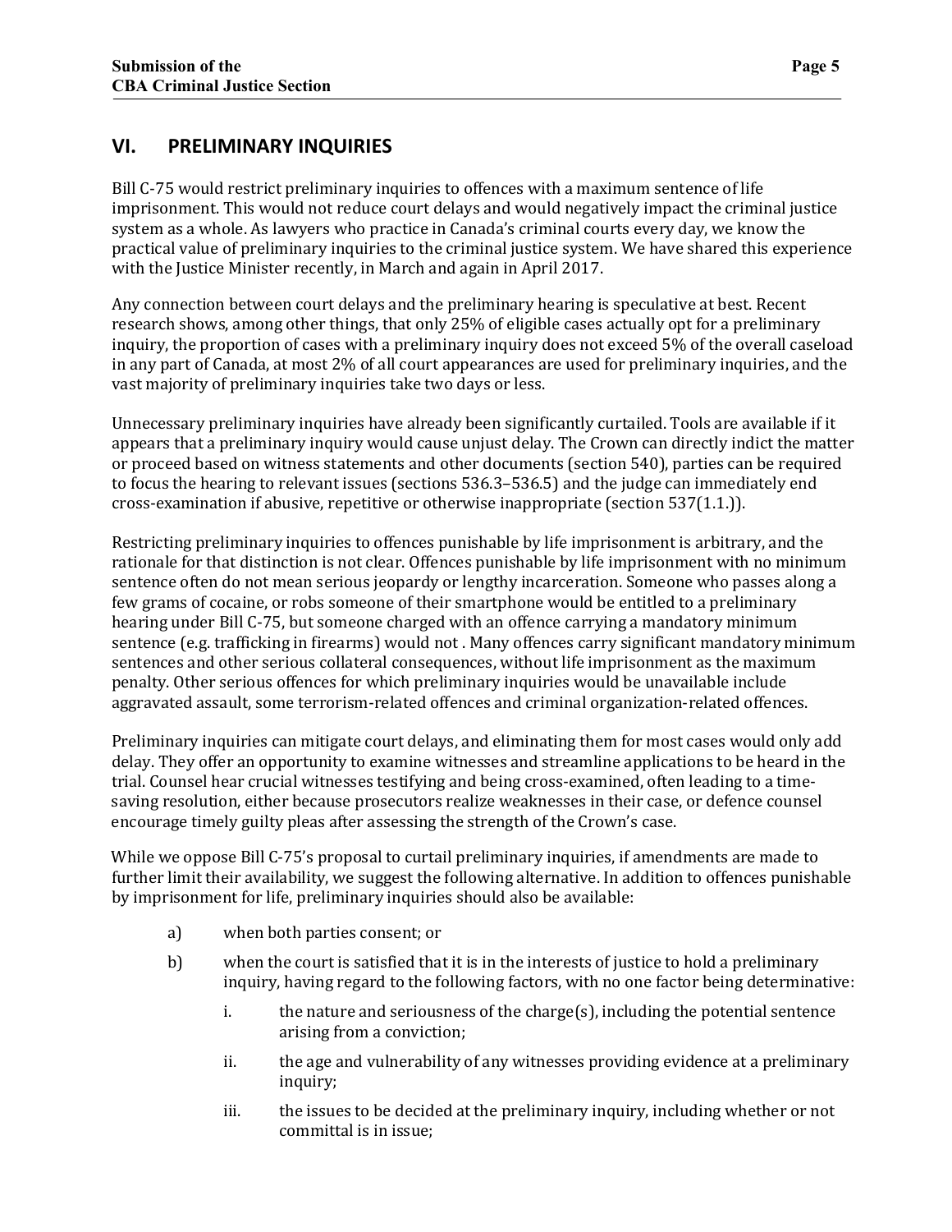## VI. PRELIMINARY INQUIRIES

Bill C-75 would restrict preliminary inquiries to offences with a maximum sentence of life imprisonment. This would not reduce court delays and would negatively impact the criminal justice system as a whole. As lawyers who practice in Canada's criminal courts every day, we know the practical value of preliminary inquiries to the criminal justice system. We have shared this experience with the Justice Minister recently, in March and again in April 2017.

Any connection between court delays and the preliminary hearing is speculative at best. Recent research shows, among other things, that only 25% of eligible cases actually opt for a preliminary inquiry, the proportion of cases with a preliminary inquiry does not exceed 5% of the overall caseload in any part of Canada, at most 2% of all court appearances are used for preliminary inquiries, and the vast majority of preliminary inquiries take two days or less.

Unnecessary preliminary inquiries have already been significantly curtailed. Tools are available if it appears that a preliminary inquiry would cause unjust delay. The Crown can directly indict the matter or proceed based on witness statements and other documents (section 540), parties can be required to focus the hearing to relevant issues (sections 536.3–536.5) and the judge can immediately end cross-examination if abusive, repetitive or otherwise inappropriate (section 537(1.1.)).

Restricting preliminary inquiries to offences punishable by life imprisonment is arbitrary, and the rationale for that distinction is not clear. Offences punishable by life imprisonment with no minimum sentence often do not mean serious jeopardy or lengthy incarceration. Someone who passes along a few grams of cocaine, or robs someone of their smartphone would be entitled to a preliminary hearing under Bill C-75, but someone charged with an offence carrying a mandatory minimum sentence (e.g. trafficking in firearms) would not . Many offences carry significant mandatory minimum sentences and other serious collateral consequences, without life imprisonment as the maximum penalty. Other serious offences for which preliminary inquiries would be unavailable include aggravated assault, some terrorism-related offences and criminal organization-related offences.

Preliminary inquiries can mitigate court delays, and eliminating them for most cases would only add delay. They offer an opportunity to examine witnesses and streamline applications to be heard in the trial. Counsel hear crucial witnesses testifying and being cross-examined, often leading to a time-saving resolution, either because prosecutors realize weaknesses in their case, or defence counsel encourage timely guilty pleas after assessing the strength of the Crown's case.

While we oppose Bill C-75's proposal to curtail preliminary inquiries, if amendments are made to further limit their availability, we suggest the following alternative. In addition to offences punishable by imprisonment for life, preliminary inquiries should also be available:

a) when both parties consent; or

b) when the court is satisfied that it is in the interests of justice to hold a preliminary inquiry, having regard to the following factors, with no one factor being determinative:

   i. the nature and seriousness of the charge(s), including the potential sentence arising from a conviction;

   ii. the age and vulnerability of any witnesses providing evidence at a preliminary inquiry;

   iii. the issues to be decided at the preliminary inquiry, including whether or not committal is in issue;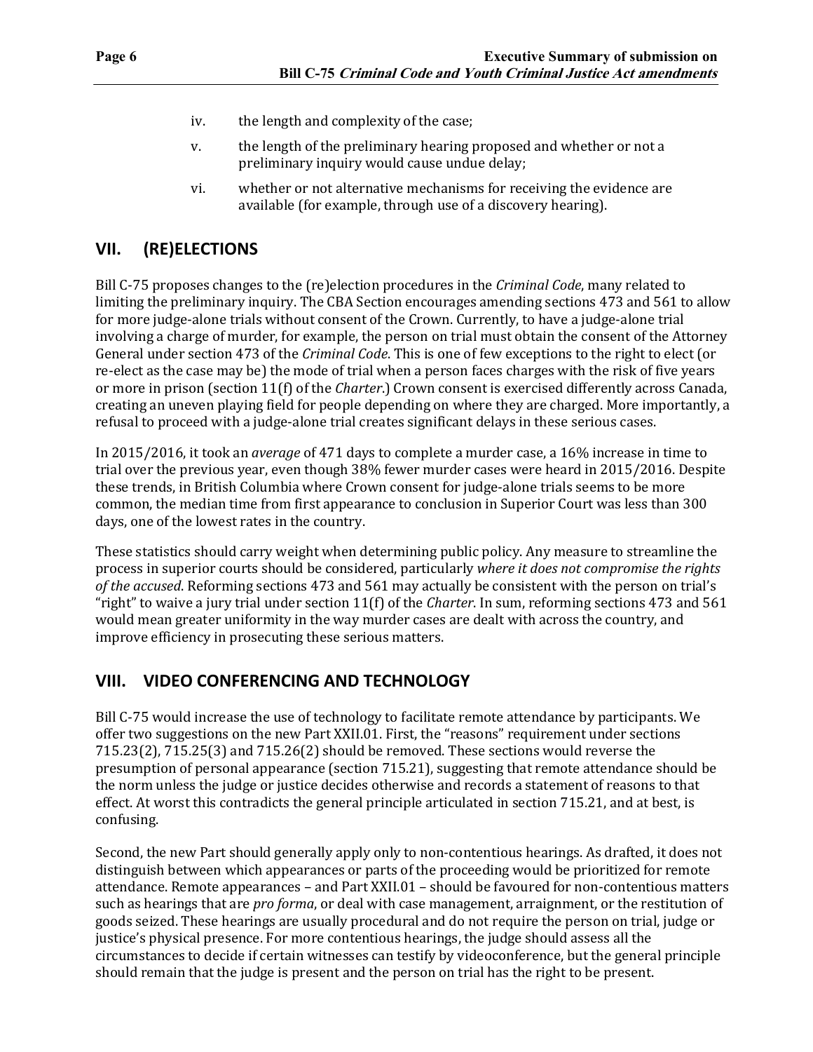iv. the length and complexity of the case;

v. the length of the preliminary hearing proposed and whether or not a preliminary inquiry would cause undue delay;

vi. whether or not alternative mechanisms for receiving the evidence are available (for example, through use of a discovery hearing).

## VII. (RE)ELECTIONS

Bill C-75 proposes changes to the (re)election procedures in the *Criminal Code*, many related to limiting the preliminary inquiry. The CBA Section encourages amending sections 473 and 561 to allow for more judge-alone trials without consent of the Crown. Currently, to have a judge-alone trial involving a charge of murder, for example, the person on trial must obtain the consent of the Attorney General under section 473 of the *Criminal Code*. This is one of few exceptions to the right to elect (or re-elect as the case may be) the mode of trial when a person faces charges with the risk of five years or more in prison (section 11(f) of the *Charter*.) Crown consent is exercised differently across Canada, creating an uneven playing field for people depending on where they are charged. More importantly, a refusal to proceed with a judge-alone trial creates significant delays in these serious cases.

In 2015/2016, it took an *average* of 471 days to complete a murder case, a 16% increase in time to trial over the previous year, even though 38% fewer murder cases were heard in 2015/2016. Despite these trends, in British Columbia where Crown consent for judge-alone trials seems to be more common, the median time from first appearance to conclusion in Superior Court was less than 300 days, one of the lowest rates in the country.

These statistics should carry weight when determining public policy. Any measure to streamline the process in superior courts should be considered, particularly *where it does not compromise the rights of the accused*. Reforming sections 473 and 561 may actually be consistent with the person on trial's "right" to waive a jury trial under section 11(f) of the *Charter*. In sum, reforming sections 473 and 561 would mean greater uniformity in the way murder cases are dealt with across the country, and improve efficiency in prosecuting these serious matters.

## VIII. VIDEO CONFERENCING AND TECHNOLOGY

Bill C-75 would increase the use of technology to facilitate remote attendance by participants. We offer two suggestions on the new Part XXII.01. First, the "reasons" requirement under sections 715.23(2), 715.25(3) and 715.26(2) should be removed. These sections would reverse the presumption of personal appearance (section 715.21), suggesting that remote attendance should be the norm unless the judge or justice decides otherwise and records a statement of reasons to that effect. At worst this contradicts the general principle articulated in section 715.21, and at best, is confusing.

Second, the new Part should generally apply only to non-contentious hearings. As drafted, it does not distinguish between which appearances or parts of the proceeding would be prioritized for remote attendance. Remote appearances – and Part XXII.01 – should be favoured for non-contentious matters such as hearings that are *pro forma*, or deal with case management, arraignment, or the restitution of goods seized. These hearings are usually procedural and do not require the person on trial, judge or justice's physical presence. For more contentious hearings, the judge should assess all the circumstances to decide if certain witnesses can testify by videoconference, but the general principle should remain that the judge is present and the person on trial has the right to be present.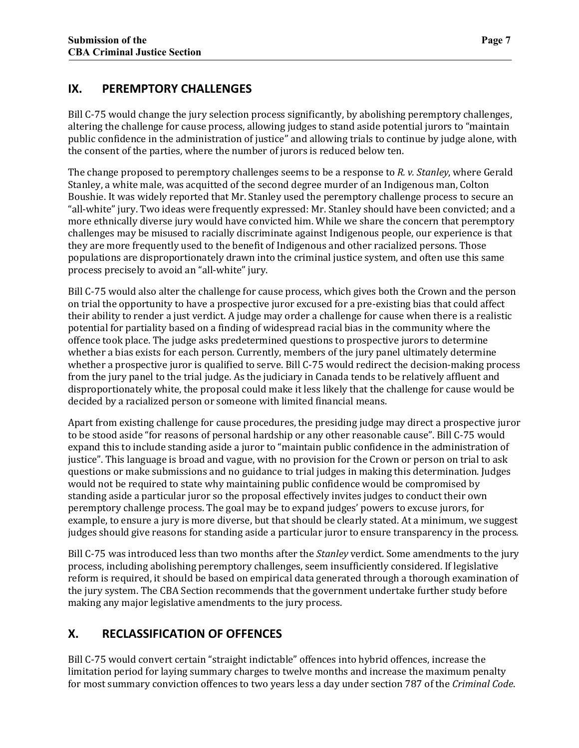## IX. PEREMPTORY CHALLENGES

Bill C-75 would change the jury selection process significantly, by abolishing peremptory challenges, altering the challenge for cause process, allowing judges to stand aside potential jurors to "maintain public confidence in the administration of justice" and allowing trials to continue by judge alone, with the consent of the parties, where the number of jurors is reduced below ten.

The change proposed to peremptory challenges seems to be a response to *R. v. Stanley*, where Gerald Stanley, a white male, was acquitted of the second degree murder of an Indigenous man, Colton Boushie. It was widely reported that Mr. Stanley used the peremptory challenge process to secure an "all-white" jury. Two ideas were frequently expressed: Mr. Stanley should have been convicted; and a more ethnically diverse jury would have convicted him. While we share the concern that peremptory challenges may be misused to racially discriminate against Indigenous people, our experience is that they are more frequently used to the benefit of Indigenous and other racialized persons. Those populations are disproportionately drawn into the criminal justice system, and often use this same process precisely to avoid an "all-white" jury.

Bill C-75 would also alter the challenge for cause process, which gives both the Crown and the person on trial the opportunity to have a prospective juror excused for a pre-existing bias that could affect their ability to render a just verdict. A judge may order a challenge for cause when there is a realistic potential for partiality based on a finding of widespread racial bias in the community where the offence took place. The judge asks predetermined questions to prospective jurors to determine whether a bias exists for each person. Currently, members of the jury panel ultimately determine whether a prospective juror is qualified to serve. Bill C-75 would redirect the decision-making process from the jury panel to the trial judge. As the judiciary in Canada tends to be relatively affluent and disproportionately white, the proposal could make it less likely that the challenge for cause would be decided by a racialized person or someone with limited financial means.

Apart from existing challenge for cause procedures, the presiding judge may direct a prospective juror to be stood aside "for reasons of personal hardship or any other reasonable cause". Bill C-75 would expand this to include standing aside a juror to "maintain public confidence in the administration of justice". This language is broad and vague, with no provision for the Crown or person on trial to ask questions or make submissions and no guidance to trial judges in making this determination. Judges would not be required to state why maintaining public confidence would be compromised by standing aside a particular juror so the proposal effectively invites judges to conduct their own peremptory challenge process. The goal may be to expand judges' powers to excuse jurors, for example, to ensure a jury is more diverse, but that should be clearly stated. At a minimum, we suggest judges should give reasons for standing aside a particular juror to ensure transparency in the process.

Bill C-75 was introduced less than two months after the *Stanley* verdict. Some amendments to the jury process, including abolishing peremptory challenges, seem insufficiently considered. If legislative reform is required, it should be based on empirical data generated through a thorough examination of the jury system. The CBA Section recommends that the government undertake further study before making any major legislative amendments to the jury process.

## X. RECLASSIFICATION OF OFFENCES

Bill C-75 would convert certain "straight indictable" offences into hybrid offences, increase the limitation period for laying summary charges to twelve months and increase the maximum penalty for most summary conviction offences to two years less a day under section 787 of the *Criminal Code*.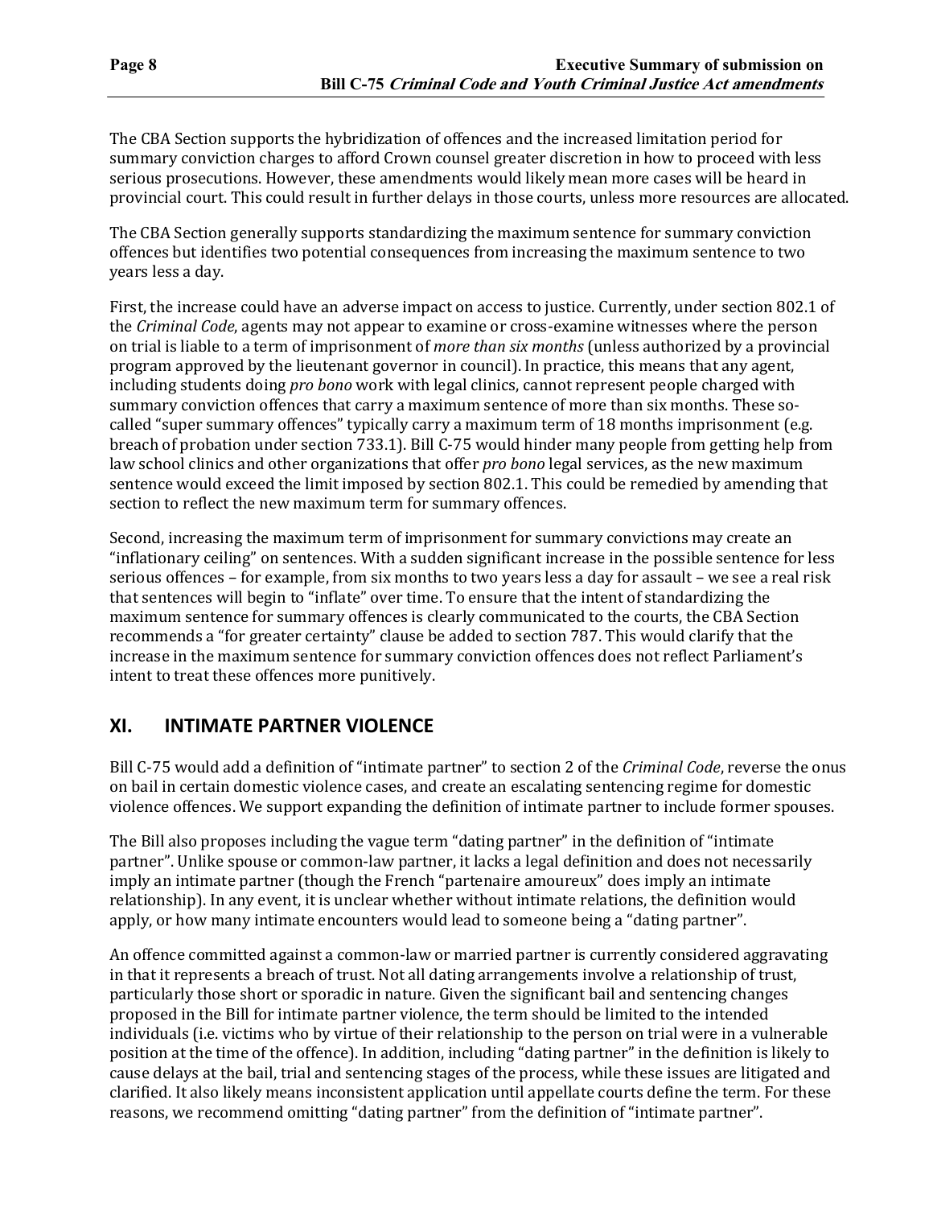The CBA Section supports the hybridization of offences and the increased limitation period for summary conviction charges to afford Crown counsel greater discretion in how to proceed with less serious prosecutions. However, these amendments would likely mean more cases will be heard in provincial court. This could result in further delays in those courts, unless more resources are allocated.

The CBA Section generally supports standardizing the maximum sentence for summary conviction offences but identifies two potential consequences from increasing the maximum sentence to two years less a day.

First, the increase could have an adverse impact on access to justice. Currently, under section 802.1 of the *Criminal Code*, agents may not appear to examine or cross-examine witnesses where the person on trial is liable to a term of imprisonment of *more than six months* (unless authorized by a provincial program approved by the lieutenant governor in council). In practice, this means that any agent, including students doing *pro bono* work with legal clinics, cannot represent people charged with summary conviction offences that carry a maximum sentence of more than six months. These so-called "super summary offences" typically carry a maximum term of 18 months imprisonment (e.g. breach of probation under section 733.1). Bill C-75 would hinder many people from getting help from law school clinics and other organizations that offer *pro bono* legal services, as the new maximum sentence would exceed the limit imposed by section 802.1. This could be remedied by amending that section to reflect the new maximum term for summary offences.

Second, increasing the maximum term of imprisonment for summary convictions may create an "inflationary ceiling" on sentences. With a sudden significant increase in the possible sentence for less serious offences – for example, from six months to two years less a day for assault – we see a real risk that sentences will begin to "inflate" over time. To ensure that the intent of standardizing the maximum sentence for summary offences is clearly communicated to the courts, the CBA Section recommends a "for greater certainty" clause be added to section 787. This would clarify that the increase in the maximum sentence for summary conviction offences does not reflect Parliament's intent to treat these offences more punitively.

## XI. INTIMATE PARTNER VIOLENCE

Bill C-75 would add a definition of "intimate partner" to section 2 of the *Criminal Code*, reverse the onus on bail in certain domestic violence cases, and create an escalating sentencing regime for domestic violence offences. We support expanding the definition of intimate partner to include former spouses.

The Bill also proposes including the vague term "dating partner" in the definition of "intimate partner". Unlike spouse or common-law partner, it lacks a legal definition and does not necessarily imply an intimate partner (though the French "partenaire amoureux" does imply an intimate relationship). In any event, it is unclear whether without intimate relations, the definition would apply, or how many intimate encounters would lead to someone being a "dating partner".

An offence committed against a common-law or married partner is currently considered aggravating in that it represents a breach of trust. Not all dating arrangements involve a relationship of trust, particularly those short or sporadic in nature. Given the significant bail and sentencing changes proposed in the Bill for intimate partner violence, the term should be limited to the intended individuals (i.e. victims who by virtue of their relationship to the person on trial were in a vulnerable position at the time of the offence). In addition, including "dating partner" in the definition is likely to cause delays at the bail, trial and sentencing stages of the process, while these issues are litigated and clarified. It also likely means inconsistent application until appellate courts define the term. For these reasons, we recommend omitting "dating partner" from the definition of "intimate partner".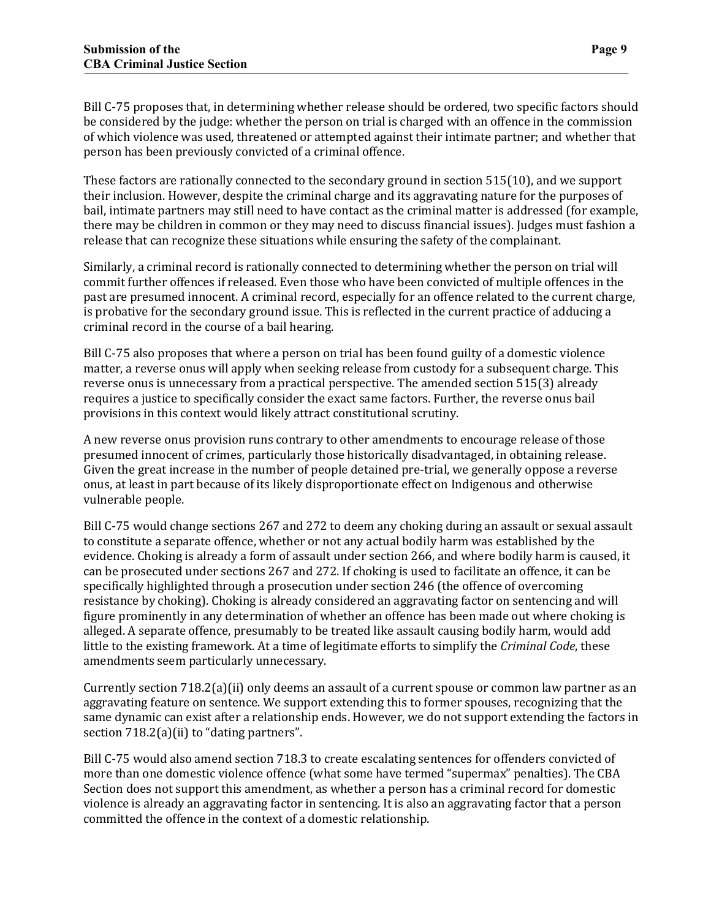Bill C-75 proposes that, in determining whether release should be ordered, two specific factors should be considered by the judge: whether the person on trial is charged with an offence in the commission of which violence was used, threatened or attempted against their intimate partner; and whether that person has been previously convicted of a criminal offence.

These factors are rationally connected to the secondary ground in section 515(10), and we support their inclusion. However, despite the criminal charge and its aggravating nature for the purposes of bail, intimate partners may still need to have contact as the criminal matter is addressed (for example, there may be children in common or they may need to discuss financial issues). Judges must fashion a release that can recognize these situations while ensuring the safety of the complainant.

Similarly, a criminal record is rationally connected to determining whether the person on trial will commit further offences if released. Even those who have been convicted of multiple offences in the past are presumed innocent. A criminal record, especially for an offence related to the current charge, is probative for the secondary ground issue. This is reflected in the current practice of adducing a criminal record in the course of a bail hearing.

Bill C-75 also proposes that where a person on trial has been found guilty of a domestic violence matter, a reverse onus will apply when seeking release from custody for a subsequent charge. This reverse onus is unnecessary from a practical perspective. The amended section 515(3) already requires a justice to specifically consider the exact same factors. Further, the reverse onus bail provisions in this context would likely attract constitutional scrutiny.

A new reverse onus provision runs contrary to other amendments to encourage release of those presumed innocent of crimes, particularly those historically disadvantaged, in obtaining release. Given the great increase in the number of people detained pre-trial, we generally oppose a reverse onus, at least in part because of its likely disproportionate effect on Indigenous and otherwise vulnerable people.

Bill C-75 would change sections 267 and 272 to deem any choking during an assault or sexual assault to constitute a separate offence, whether or not any actual bodily harm was established by the evidence. Choking is already a form of assault under section 266, and where bodily harm is caused, it can be prosecuted under sections 267 and 272. If choking is used to facilitate an offence, it can be specifically highlighted through a prosecution under section 246 (the offence of overcoming resistance by choking). Choking is already considered an aggravating factor on sentencing and will figure prominently in any determination of whether an offence has been made out where choking is alleged. A separate offence, presumably to be treated like assault causing bodily harm, would add little to the existing framework. At a time of legitimate efforts to simplify the *Criminal Code*, these amendments seem particularly unnecessary.

Currently section 718.2(a)(ii) only deems an assault of a current spouse or common law partner as an aggravating feature on sentence. We support extending this to former spouses, recognizing that the same dynamic can exist after a relationship ends. However, we do not support extending the factors in section 718.2(a)(ii) to "dating partners".

Bill C-75 would also amend section 718.3 to create escalating sentences for offenders convicted of more than one domestic violence offence (what some have termed "supermax" penalties). The CBA Section does not support this amendment, as whether a person has a criminal record for domestic violence is already an aggravating factor in sentencing. It is also an aggravating factor that a person committed the offence in the context of a domestic relationship.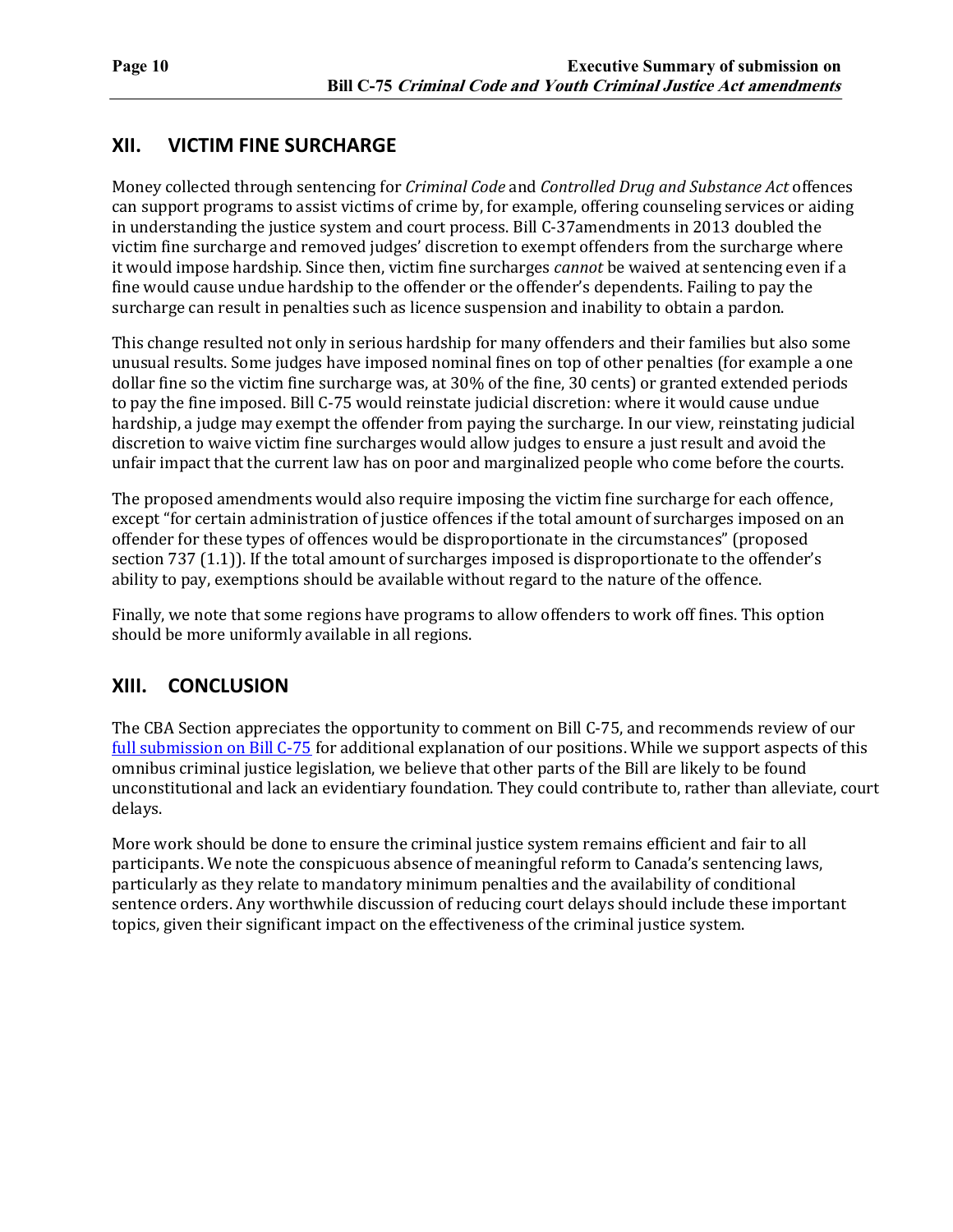## XII. VICTIM FINE SURCHARGE

Money collected through sentencing for *Criminal Code* and *Controlled Drug and Substance Act* offences can support programs to assist victims of crime by, for example, offering counseling services or aiding in understanding the justice system and court process. Bill C-37amendments in 2013 doubled the victim fine surcharge and removed judges' discretion to exempt offenders from the surcharge where it would impose hardship. Since then, victim fine surcharges *cannot* be waived at sentencing even if a fine would cause undue hardship to the offender or the offender's dependents. Failing to pay the surcharge can result in penalties such as licence suspension and inability to obtain a pardon.

This change resulted not only in serious hardship for many offenders and their families but also some unusual results. Some judges have imposed nominal fines on top of other penalties (for example a one dollar fine so the victim fine surcharge was, at 30% of the fine, 30 cents) or granted extended periods to pay the fine imposed. Bill C-75 would reinstate judicial discretion: where it would cause undue hardship, a judge may exempt the offender from paying the surcharge. In our view, reinstating judicial discretion to waive victim fine surcharges would allow judges to ensure a just result and avoid the unfair impact that the current law has on poor and marginalized people who come before the courts.

The proposed amendments would also require imposing the victim fine surcharge for each offence, except "for certain administration of justice offences if the total amount of surcharges imposed on an offender for these types of offences would be disproportionate in the circumstances" (proposed section 737 (1.1)). If the total amount of surcharges imposed is disproportionate to the offender's ability to pay, exemptions should be available without regard to the nature of the offence.

Finally, we note that some regions have programs to allow offenders to work off fines. This option should be more uniformly available in all regions.

## XIII. CONCLUSION

The CBA Section appreciates the opportunity to comment on Bill C-75, and recommends review of our full submission on Bill C-75 for additional explanation of our positions. While we support aspects of this omnibus criminal justice legislation, we believe that other parts of the Bill are likely to be found unconstitutional and lack an evidentiary foundation. They could contribute to, rather than alleviate, court delays.

More work should be done to ensure the criminal justice system remains efficient and fair to all participants. We note the conspicuous absence of meaningful reform to Canada's sentencing laws, particularly as they relate to mandatory minimum penalties and the availability of conditional sentence orders. Any worthwhile discussion of reducing court delays should include these important topics, given their significant impact on the effectiveness of the criminal justice system.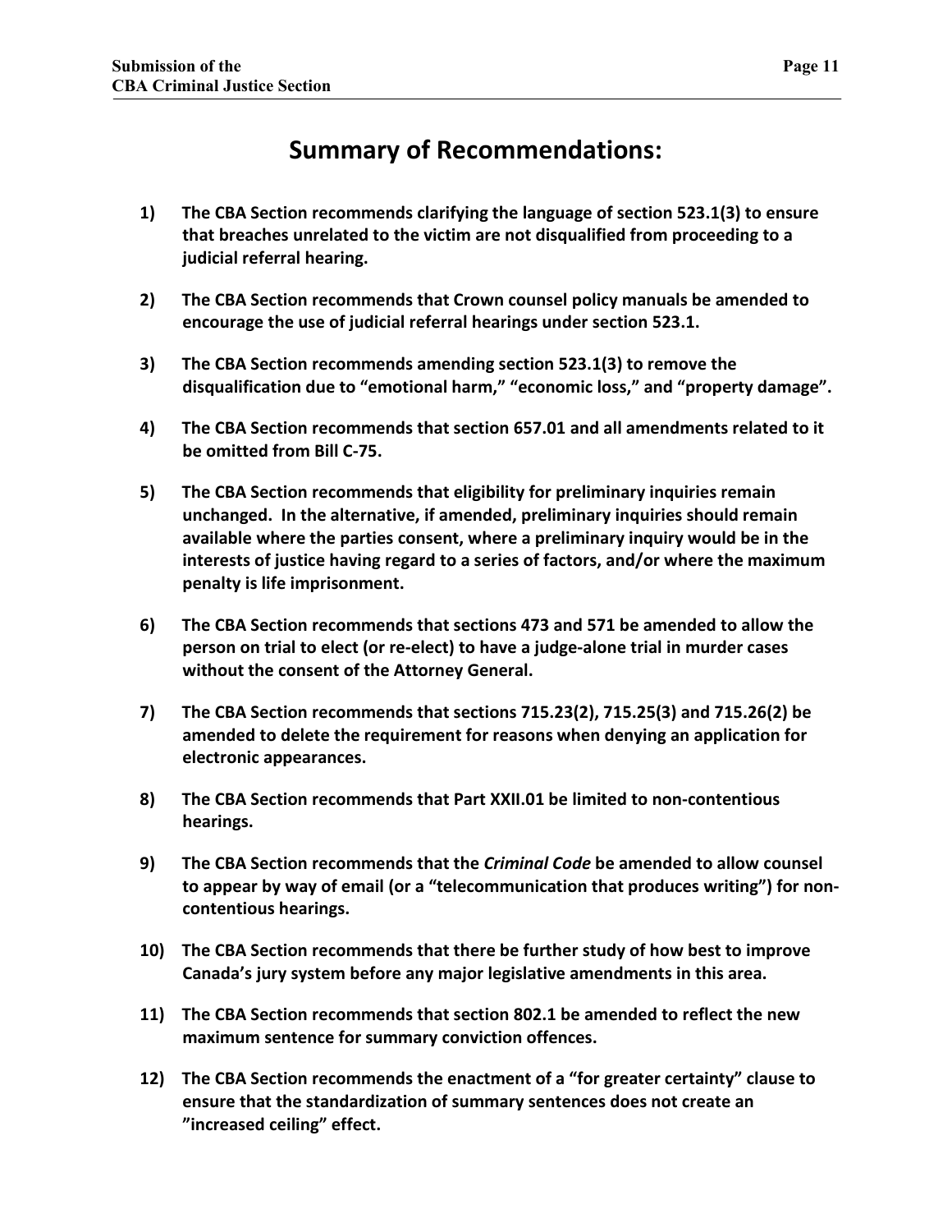# Summary of Recommendations:

1) **The CBA Section recommends clarifying the language of section 523.1(3) to ensure that breaches unrelated to the victim are not disqualified from proceeding to a judicial referral hearing.**

2) **The CBA Section recommends that Crown counsel policy manuals be amended to encourage the use of judicial referral hearings under section 523.1.**

3) **The CBA Section recommends amending section 523.1(3) to remove the disqualification due to "emotional harm," "economic loss," and "property damage".**

4) **The CBA Section recommends that section 657.01 and all amendments related to it be omitted from Bill C-75.**

5) **The CBA Section recommends that eligibility for preliminary inquiries remain unchanged. In the alternative, if amended, preliminary inquiries should remain available where the parties consent, where a preliminary inquiry would be in the interests of justice having regard to a series of factors, and/or where the maximum penalty is life imprisonment.**

6) **The CBA Section recommends that sections 473 and 571 be amended to allow the person on trial to elect (or re-elect) to have a judge-alone trial in murder cases without the consent of the Attorney General.**

7) **The CBA Section recommends that sections 715.23(2), 715.25(3) and 715.26(2) be amended to delete the requirement for reasons when denying an application for electronic appearances.**

8) **The CBA Section recommends that Part XXII.01 be limited to non-contentious hearings.**

9) **The CBA Section recommends that the *Criminal Code* be amended to allow counsel to appear by way of email (or a "telecommunication that produces writing") for non-contentious hearings.**

10) **The CBA Section recommends that there be further study of how best to improve Canada's jury system before any major legislative amendments in this area.**

11) **The CBA Section recommends that section 802.1 be amended to reflect the new maximum sentence for summary conviction offences.**

12) **The CBA Section recommends the enactment of a "for greater certainty" clause to ensure that the standardization of summary sentences does not create an "increased ceiling" effect.**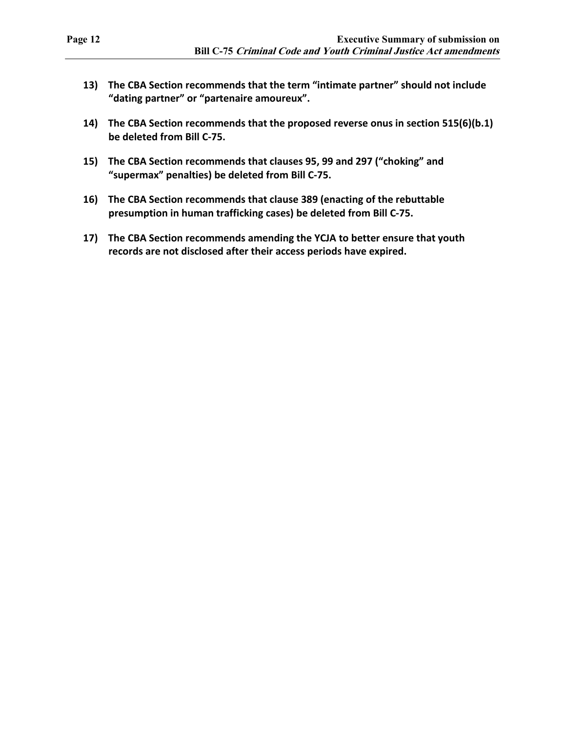13) **The CBA Section recommends that the term "intimate partner" should not include "dating partner" or "partenaire amoureux".**

14) **The CBA Section recommends that the proposed reverse onus in section 515(6)(b.1) be deleted from Bill C-75.**

15) **The CBA Section recommends that clauses 95, 99 and 297 ("choking" and "supermax" penalties) be deleted from Bill C-75.**

16) **The CBA Section recommends that clause 389 (enacting of the rebuttable presumption in human trafficking cases) be deleted from Bill C-75.**

17) **The CBA Section recommends amending the YCJA to better ensure that youth records are not disclosed after their access periods have expired.**